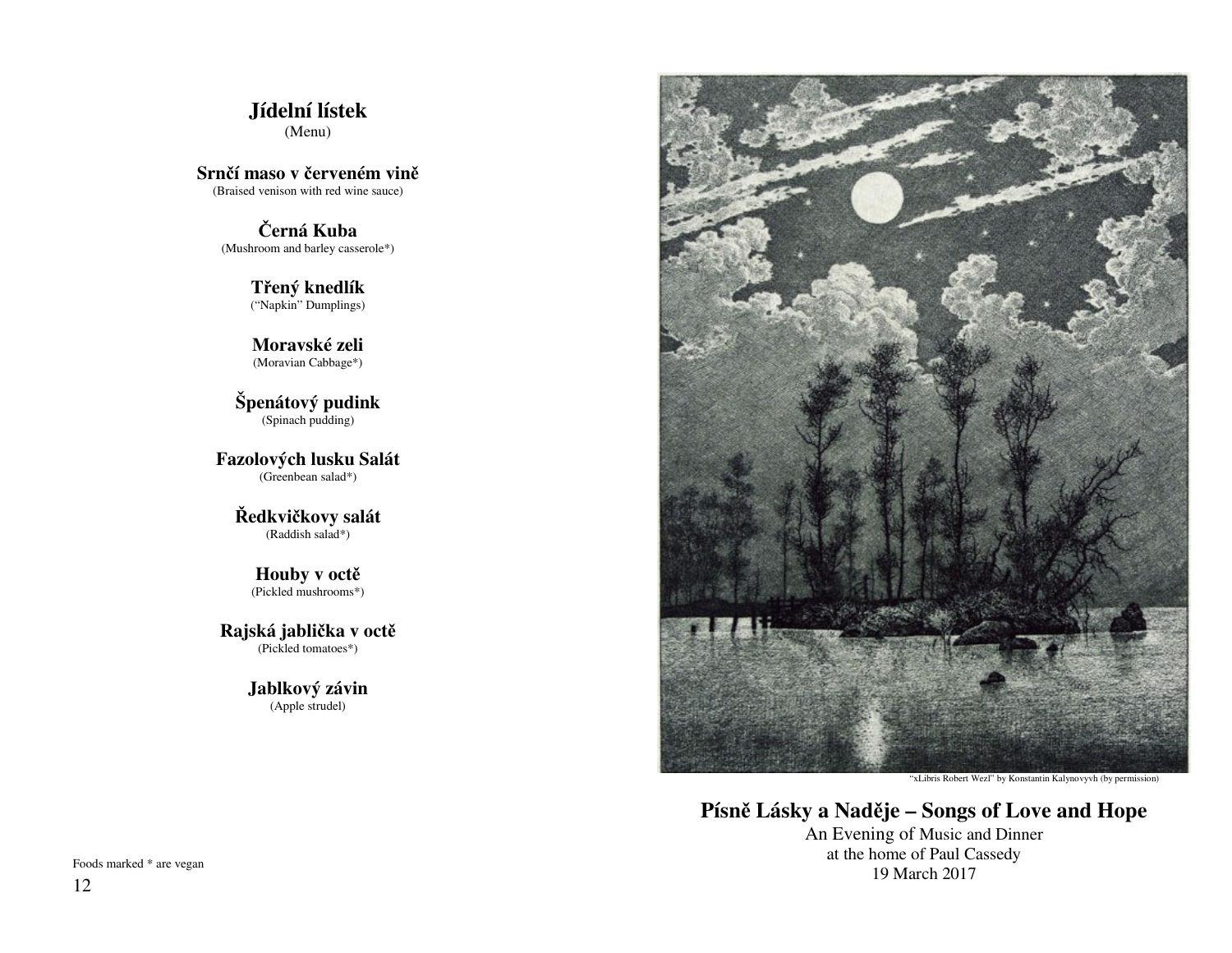## Jídelní lístek
(Menu)

**Srnčí maso v červeném vině**
(Braised venison with red wine sauce)

**Černá Kuba**
(Mushroom and barley casserole*)

**Třený knedlík**
("Napkin" Dumplings)

**Moravské zeli**
(Moravian Cabbage*)

**Špenátový pudink**
(Spinach pudding)

**Fazolových lusku Salát**
(Greenbean salad*)

**Ředkvičkovy salát**
(Raddish salad*)

**Houby v octě**
(Pickled mushrooms*)

**Rajská jablička v octě**
(Pickled tomatoes*)

**Jablkový závin**
(Apple strudel)

Foods marked * are vegan

"xLibris Robert Wezl" by Konstantin Kalynovyvh (by permission)

# Písně Lásky a Naděje – Songs of Love and Hope

An Evening of Music and Dinner
at the home of Paul Cassedy
19 March 2017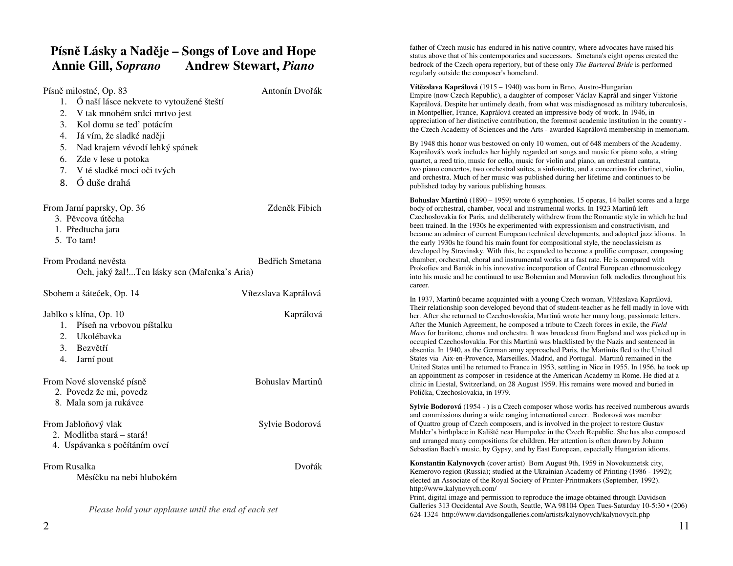# Písně Lásky a Naděje – Songs of Love and Hope

## Annie Gill, *Soprano* Andrew Stewart, *Piano*

Písně milostné, Op. 83 — Antonín Dvořák

1. Ó naší lásce nekvete to vytoužené štěstí
2. V tak mnohém srdci mrtvo jest
3. Kol domu se ted' potácím
4. Já vím, že sladké naději
5. Nad krajem vévodí lehký spánek
6. Zde v lese u potoka
7. V té sladké moci oči tvých
8. Ó duše drahá

From Jarní paprsky, Op. 36 — Zdeněk Fibich

3. Pěvcova útěcha
1. Předtucha jara
5. To tam!

From Prodaná nevěsta — Bedřich Smetana

Och, jaký žal!...Ten lásky sen (Mařenka's Aria)

Sbohem a šáteček, Op. 14 — Vítezslava Kaprálová

Jablko s klína, Op. 10 — Kaprálová

1. Píseň na vrbovou píšťalku
2. Ukolébavka
3. Bezvětří
4. Jarní pout

From Nové slovenské písně — Bohuslav Martinů

2. Povedz že mi, povedz
8. Mala som ja rukávce

From Jabloňový vlak — Sylvie Bodorová

2. Modlitba stará – stará!
4. Uspávanka s počítáním ovcí

From Rusalka — Dvořák

Měsíčku na nebi hlubokém

*Please hold your applause until the end of each set*

father of Czech music has endured in his native country, where advocates have raised his status above that of his contemporaries and successors. Smetana's eight operas created the bedrock of the Czech opera repertory, but of these only *The Bartered Bride* is performed regularly outside the composer's homeland.

**Vítězslava Kaprálová** (1915 – 1940) was born in Brno, Austro-Hungarian Empire (now Czech Republic), a daughter of composer Václav Kaprál and singer Viktorie Kaprálová. Despite her untimely death, from what was misdiagnosed as military tuberculosis, in Montpellier, France, Kaprálová created an impressive body of work. In 1946, in appreciation of her distinctive contribution, the foremost academic institution in the country - the Czech Academy of Sciences and the Arts - awarded Kaprálová membership in memoriam.

By 1948 this honor was bestowed on only 10 women, out of 648 members of the Academy. Kaprálová's work includes her highly regarded art songs and music for piano solo, a string quartet, a reed trio, music for cello, music for violin and piano, an orchestral cantata, two piano concertos, two orchestral suites, a sinfonietta, and a concertino for clarinet, violin, and orchestra. Much of her music was published during her lifetime and continues to be published today by various publishing houses.

**Bohuslav Martinů** (1890 – 1959) wrote 6 symphonies, 15 operas, 14 ballet scores and a large body of orchestral, chamber, vocal and instrumental works. In 1923 Martinů left Czechoslovakia for Paris, and deliberately withdrew from the Romantic style in which he had been trained. In the 1930s he experimented with expressionism and constructivism, and became an admirer of current European technical developments, and adopted jazz idioms. In the early 1930s he found his main fount for compositional style, the neoclassicism as developed by Stravinsky. With this, he expanded to become a prolific composer, composing chamber, orchestral, choral and instrumental works at a fast rate. He is compared with Prokofiev and Bartók in his innovative incorporation of Central European ethnomusicology into his music and he continued to use Bohemian and Moravian folk melodies throughout his career.

In 1937, Martinů became acquainted with a young Czech woman, Vítězslava Kaprálová. Their relationship soon developed beyond that of student-teacher as he fell madly in love with her. After she returned to Czechoslovakia, Martinů wrote her many long, passionate letters. After the Munich Agreement, he composed a tribute to Czech forces in exile, the *Field Mass* for baritone, chorus and orchestra. It was broadcast from England and was picked up in occupied Czechoslovakia. For this Martinů was blacklisted by the Nazis and sentenced in absentia. In 1940, as the German army approached Paris, the Martinůs fled to the United States via Aix-en-Provence, Marseilles, Madrid, and Portugal. Martinů remained in the United States until he returned to France in 1953, settling in Nice in 1955. In 1956, he took up an appointment as composer-in-residence at the American Academy in Rome. He died at a clinic in Liestal, Switzerland, on 28 August 1959. His remains were moved and buried in Polička, Czechoslovakia, in 1979.

**Sylvie Bodorová** (1954 - ) is a Czech composer whose works has received numberous awards and commissions during a wide ranging international career. Bodorová was member of Quattro group of Czech composers, and is involved in the project to restore Gustav Mahler's birthplace in Kaliště near Humpolec in the Czech Republic. She has also composed and arranged many compositions for children. Her attention is often drawn by Johann Sebastian Bach's music, by Gypsy, and by East European, especially Hungarian idioms.

**Konstantin Kalynovych** (cover artist) Born August 9th, 1959 in Novokuznetsk city, Kemerovo region (Russia); studied at the Ukrainian Academy of Printing (1986 - 1992); elected an Associate of the Royal Society of Printer-Printmakers (September, 1992). http://www.kalynovych.com/
Print, digital image and permission to reproduce the image obtained through Davidson Galleries 313 Occidental Ave South, Seattle, WA 98104 Open Tues-Saturday 10-5:30 • (206) 624-1324 http://www.davidsongalleries.com/artists/kalynovych/kalynovych.php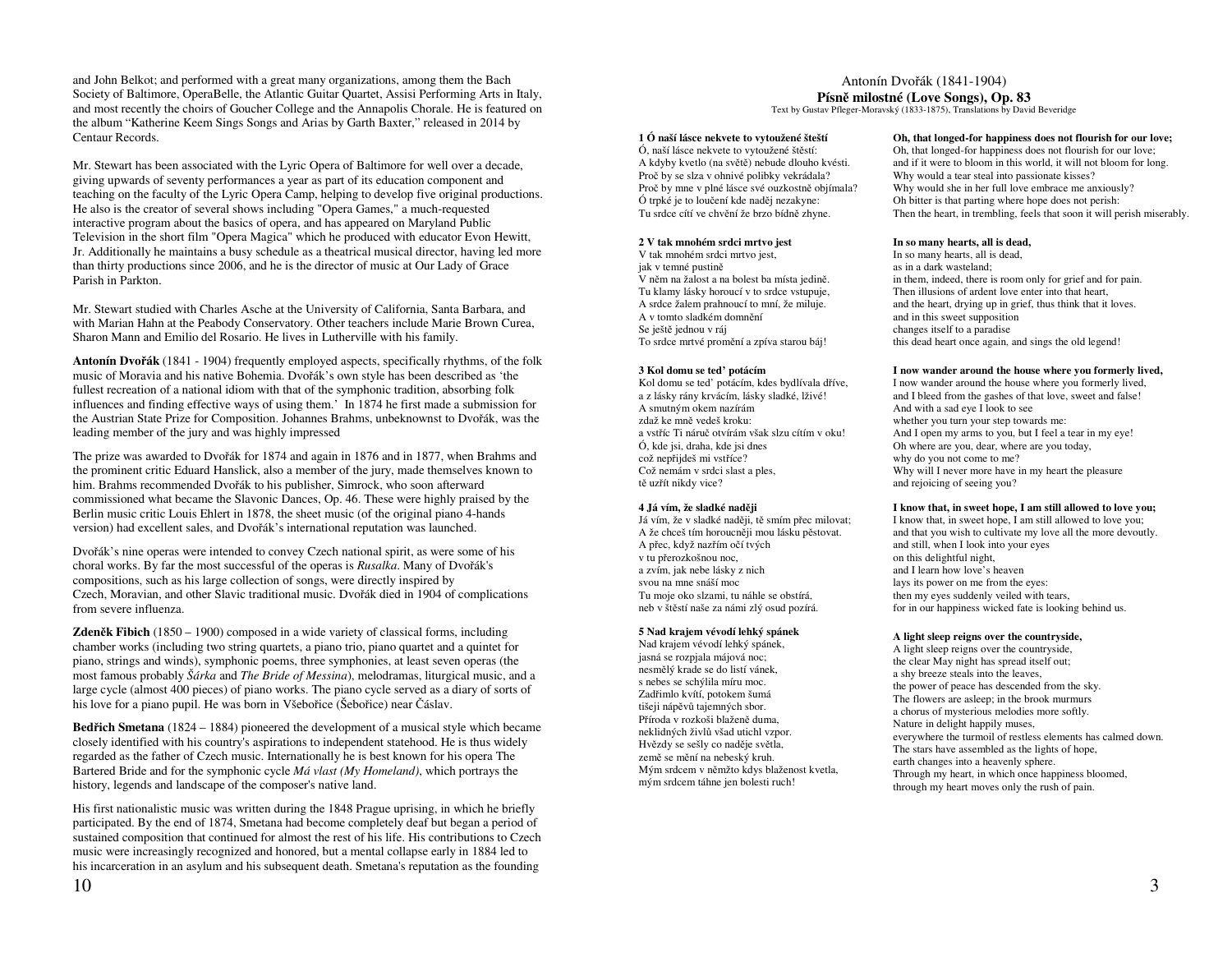and John Belkot; and performed with a great many organizations, among them the Bach Society of Baltimore, OperaBelle, the Atlantic Guitar Quartet, Assisi Performing Arts in Italy, and most recently the choirs of Goucher College and the Annapolis Chorale. He is featured on the album "Katherine Keem Sings Songs and Arias by Garth Baxter," released in 2014 by Centaur Records.

Mr. Stewart has been associated with the Lyric Opera of Baltimore for well over a decade, giving upwards of seventy performances a year as part of its education component and teaching on the faculty of the Lyric Opera Camp, helping to develop five original productions. He also is the creator of several shows including "Opera Games," a much-requested interactive program about the basics of opera, and has appeared on Maryland Public Television in the short film "Opera Magica" which he produced with educator Evon Hewitt, Jr. Additionally he maintains a busy schedule as a theatrical musical director, having led more than thirty productions since 2006, and he is the director of music at Our Lady of Grace Parish in Parkton.

Mr. Stewart studied with Charles Asche at the University of California, Santa Barbara, and with Marian Hahn at the Peabody Conservatory. Other teachers include Marie Brown Curea, Sharon Mann and Emilio del Rosario. He lives in Lutherville with his family.

**Antonín Dvořák** (1841 - 1904) frequently employed aspects, specifically rhythms, of the folk music of Moravia and his native Bohemia. Dvořák's own style has been described as 'the fullest recreation of a national idiom with that of the symphonic tradition, absorbing folk influences and finding effective ways of using them.' In 1874 he first made a submission for the Austrian State Prize for Composition. Johannes Brahms, unbeknownst to Dvořák, was the leading member of the jury and was highly impressed

The prize was awarded to Dvořák for 1874 and again in 1876 and in 1877, when Brahms and the prominent critic Eduard Hanslick, also a member of the jury, made themselves known to him. Brahms recommended Dvořák to his publisher, Simrock, who soon afterward commissioned what became the Slavonic Dances, Op. 46. These were highly praised by the Berlin music critic Louis Ehlert in 1878, the sheet music (of the original piano 4-hands version) had excellent sales, and Dvořák's international reputation was launched.

Dvořák's nine operas were intended to convey Czech national spirit, as were some of his choral works. By far the most successful of the operas is *Rusalka*. Many of Dvořák's compositions, such as his large collection of songs, were directly inspired by Czech, Moravian, and other Slavic traditional music. Dvořák died in 1904 of complications from severe influenza.

**Zdeněk Fibich** (1850 – 1900) composed in a wide variety of classical forms, including chamber works (including two string quartets, a piano trio, piano quartet and a quintet for piano, strings and winds), symphonic poems, three symphonies, at least seven operas (the most famous probably *Šárka* and *The Bride of Messina*), melodramas, liturgical music, and a large cycle (almost 400 pieces) of piano works. The piano cycle served as a diary of sorts of his love for a piano pupil. He was born in Všebořice (Šebořice) near Čáslav.

**Bedřich Smetana** (1824 – 1884) pioneered the development of a musical style which became closely identified with his country's aspirations to independent statehood. He is thus widely regarded as the father of Czech music. Internationally he is best known for his opera The Bartered Bride and for the symphonic cycle *Má vlast (My Homeland)*, which portrays the history, legends and landscape of the composer's native land.

His first nationalistic music was written during the 1848 Prague uprising, in which he briefly participated. By the end of 1874, Smetana had become completely deaf but began a period of sustained composition that continued for almost the rest of his life. His contributions to Czech music were increasingly recognized and honored, but a mental collapse early in 1884 led to his incarceration in an asylum and his subsequent death. Smetana's reputation as the founding

Antonín Dvořák (1841-1904)

**Písně milostné (Love Songs), Op. 83**

Text by Gustav Pfleger-Moravský (1833-1875), Translations by David Beveridge

**1 Ó naší lásce nekvete to vytoužené štěstí**
Ó, naší lásce nekvete to vytoužené štěstí:
A kdyby kvetlo (na světě) nebude dlouho kvésti.
Proč by se slza v ohnivé polibky vekrádala?
Proč by mne v plné lásce své ouzkostně objímala?
Ó trpké je to loučení kde naděj nezakyne:
Tu srdce cítí ve chvění že brzo bídně zhyne.

**Oh, that longed-for happiness does not flourish for our love;**
Oh, that longed-for happiness does not flourish for our love;
and if it were to bloom in this world, it will not bloom for long.
Why would a tear steal into passionate kisses?
Why would she in her full love embrace me anxiously?
Oh bitter is that parting where hope does not perish:
Then the heart, in trembling, feels that soon it will perish miserably.

**2 V tak mnohém srdci mrtvo jest**
V tak mnohém srdci mrtvo jest,
jak v temné pustině
V něm na žalost a na bolest ba místa jedině.
Tu klamy lásky horoucí v to srdce vstupuje,
A srdce žalem prahnoucí to mní, že miluje.
A v tomto sladkém domnění
Se ještě jednou v ráj
To srdce mrtvé promění a zpíva starou báj!

**In so many hearts, all is dead,**
In so many hearts, all is dead,
as in a dark wasteland;
in them, indeed, there is room only for grief and for pain.
Then illusions of ardent love enter into that heart,
and the heart, drying up in grief, thus think that it loves.
and in this sweet supposition
changes itself to a paradise
this dead heart once again, and sings the old legend!

**3 Kol domu se ted' potácím**
Kol domu se ted' potácím, kdes bydlívala dříve,
a z lásky rány krvácím, lásky sladké, lživé!
A smutným okem nazírám
zdaž ke mně vedeš kroku:
a vstříc Ti náruč otvírám však slzu cítím v oku!
Ó, kde jsi, draha, kde jsi dnes
což nepřijdeš mi vstříce?
Což nemám v srdci slast a ples,
tě uzřít nikdy vice?

**I now wander around the house where you formerly lived,**
I now wander around the house where you formerly lived,
and I bleed from the gashes of that love, sweet and false!
And with a sad eye I look to see
whether you turn your step towards me:
And I open my arms to you, but I feel a tear in my eye!
Oh where are you, dear, where are you today,
why do you not come to me?
Why will I never more have in my heart the pleasure
and rejoicing of seeing you?

**4 Já vím, že sladké naději**
Já vím, že v sladké naději, tě smím přec milovat;
A že chceš tím horoucněji mou lásku pěstovat.
A přec, když nazřím očí tvých
v tu přerozkošnou noc,
a zvím, jak nebe lásky z nich
svou na mne snáší moc
Tu moje oko slzami, tu náhle se obstírá,
neb v štěstí naše za námi zlý osud pozírá.

**I know that, in sweet hope, I am still allowed to love you;**
I know that, in sweet hope, I am still allowed to love you;
and that you wish to cultivate my love all the more devoutly.
and still, when I look into your eyes
on this delightful night,
and I learn how love's heaven
lays its power on me from the eyes:
then my eyes suddenly veiled with tears,
for in our happiness wicked fate is looking behind us.

**5 Nad krajem vévodí lehký spánek**
Nad krajem vévodí lehký spánek,
jasná se rozpjala májová noc;
nesmělý krade se do listí vánek,
s nebes se schýlila míru moc.
Zadřimlo kvítí, potokem šumá
tišeji nápěvů tajemných sbor.
Příroda v rozkoši blaženě duma,
neklidných živlů všad utichl vzpor.
Hvězdy se sešly co naděje světla,
země se mění na nebeský kruh.
Mým srdcem v němžto kdys blaženost kvetla,
mým srdcem táhne jen bolesti ruch!

**A light sleep reigns over the countryside,**
A light sleep reigns over the countryside,
the clear May night has spread itself out;
a shy breeze steals into the leaves,
the power of peace has descended from the sky.
The flowers are asleep; in the brook murmurs
a chorus of mysterious melodies more softly.
Nature in delight happily muses,
everywhere the turmoil of restless elements has calmed down.
The stars have assembled as the lights of hope,
earth changes into a heavenly sphere.
Through my heart, in which once happiness bloomed,
through my heart moves only the rush of pain.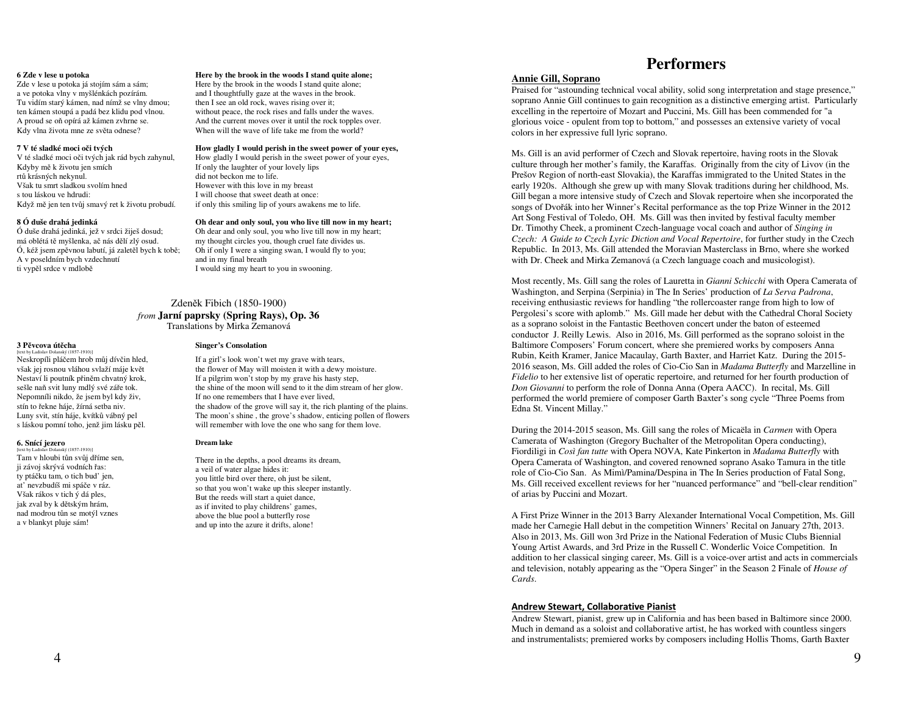**6 Zde v lese u potoka**

Zde v lese u potoka já stojím sám a sám;
a ve potoka vlny v myšlénkách pozírám.
Tu vidím starý kámen, nad nímž se vlny dmou;
ten kámen stoupá a padá bez klidu pod vlnou.
A proud se oň opírá až kámen zvhrne se.
Kdy vlna života mne ze světa odnese?

**Here by the brook in the woods I stand quite alone;**

Here by the brook in the woods I stand quite alone;
and I thoughtfully gaze at the waves in the brook.
then I see an old rock, waves rising over it;
without peace, the rock rises and falls under the waves.
And the current moves over it until the rock topples over.
When will the wave of life take me from the world?

**7 V té sladké moci oči tvých**

V té sladké moci oči tvých jak rád bych zahynul,
Kdyby mě k životu jen smích
rtů krásných nekynul.
Však tu smrt sladkou svolím hned
s tou láskou ve hdrudi:
Když mě jen ten tvůj smavý ret k životu probudí.

**How gladly I would perish in the sweet power of your eyes,**

How gladly I would perish in the sweet power of your eyes,
If only the laughter of your lovely lips
did not beckon me to life.
However with this love in my breast
I will choose that sweet death at once:
if only this smiling lip of yours awakens me to life.

**8 Ó duše drahá jedinká**

Ó duše drahá jedinká, jež v srdci žiješ dosud;
má oblétá tě myšlenka, ač nás dělí zlý osud.
Ó, kéž jsem zpěvnou labutí, já zaletěl bych k tobě;
A v poseldním bych vzdechnutí
ti vypěl srdce v mdlobě

**Oh dear and only soul, you who live till now in my heart;**

Oh dear and only soul, you who live till now in my heart;
my thought circles you, though cruel fate divides us.
Oh if only I were a singing swan, I would fly to you;
and in my final breath
I would sing my heart to you in swooning.

Zdeněk Fibich (1850-1900)
*from* **Jarní paprsky (Spring Rays), Op. 36**
Translations by Mirka Zemanová

**3 Pěvcova útěcha**
[text by Ladislav Dolanský (1857-1910)]

Neskropílí pláčem hrob můj dívčin hled,
však jej rosnou vláhou svlaží máje květ
Nestaví li poutník přiněm chvatný krok,
sešle naň svit luny mdlý své záře tok.
Nepomnílí nikdo, že jsem byl kdy živ,
stín to řekne háje, žírná setba niv.
Luny svit, stín háje, kvítků vábný pel
s láskou pomní toho, jenž jim lásku pěl.

**Singer's Consolation**

If a girl's look won't wet my grave with tears,
the flower of May will moisten it with a dewy moisture.
If a pilgrim won't stop by my grave his hasty step,
the shine of the moon will send to it the dim stream of her glow.
If no one remembers that I have ever lived,
the shadow of the grove will say it, the rich planting of the plains.
The moon's shine , the grove's shadow, enticing pollen of flowers
will remember with love the one who sang for them love.

**6. Snící jezero**
[text by Ladislav Dolanský (1857-1910)]

Tam v hloubi tůn svůj dříme sen,
ji závoj skrývá vodních řas:
ty ptáčku tam, o tich buď' jen,
at' nevzbudíš mi spáče v ráz.
Však rákos v tich ý dá ples,
jak zval by k dětským hrám,
nad modrou tůn se motýl vznes
a v blankyt pluje sám!

**Dream lake**

There in the depths, a pool dreams its dream,
a veil of water algae hides it:
you little bird over there, oh just be silent,
so that you won't wake up this sleeper instantly.
But the reeds will start a quiet dance,
as if invited to play childrens' games,
above the blue pool a butterfly rose
and up into the azure it drifts, alone!

# Performers

## Annie Gill, Soprano

Praised for "astounding technical vocal ability, solid song interpretation and stage presence," soprano Annie Gill continues to gain recognition as a distinctive emerging artist. Particularly excelling in the repertoire of Mozart and Puccini, Ms. Gill has been commended for "a glorious voice - opulent from top to bottom," and possesses an extensive variety of vocal colors in her expressive full lyric soprano.

Ms. Gill is an avid performer of Czech and Slovak repertoire, having roots in the Slovak culture through her mother's family, the Karaffas. Originally from the city of Livov (in the Prešov Region of north-east Slovakia), the Karaffas immigrated to the United States in the early 1920s. Although she grew up with many Slovak traditions during her childhood, Ms. Gill began a more intensive study of Czech and Slovak repertoire when she incorporated the songs of Dvořák into her Winner's Recital performance as the top Prize Winner in the 2012 Art Song Festival of Toledo, OH. Ms. Gill was then invited by festival faculty member Dr. Timothy Cheek, a prominent Czech-language vocal coach and author of *Singing in Czech: A Guide to Czech Lyric Diction and Vocal Repertoire*, for further study in the Czech Republic. In 2013, Ms. Gill attended the Moravian Masterclass in Brno, where she worked with Dr. Cheek and Mirka Zemanová (a Czech language coach and musicologist).

Most recently, Ms. Gill sang the roles of Lauretta in *Gianni Schicchi* with Opera Camerata of Washington, and Serpina (Serpinia) in The In Series' production of *La Serva Padrona*, receiving enthusiastic reviews for handling "the rollercoaster range from high to low of Pergolesi's score with aplomb." Ms. Gill made her debut with the Cathedral Choral Society as a soprano soloist in the Fantastic Beethoven concert under the baton of esteemed conductor J. Reilly Lewis. Also in 2016, Ms. Gill performed as the soprano soloist in the Baltimore Composers' Forum concert, where she premiered works by composers Anna Rubin, Keith Kramer, Janice Macaulay, Garth Baxter, and Harriet Katz. During the 2015-2016 season, Ms. Gill added the roles of Cio-Cio San in *Madama Butterfly* and Marzelline in *Fidelio* to her extensive list of operatic repertoire, and returned for her fourth production of *Don Giovanni* to perform the role of Donna Anna (Opera AACC). In recital, Ms. Gill performed the world premiere of composer Garth Baxter's song cycle "Three Poems from Edna St. Vincent Millay."

During the 2014-2015 season, Ms. Gill sang the roles of Micaëla in *Carmen* with Opera Camerata of Washington (Gregory Buchalter of the Metropolitan Opera conducting), Fiordiligi in *Così fan tutte* with Opera NOVA, Kate Pinkerton in *Madama Butterfly* with Opera Camerata of Washington, and covered renowned soprano Asako Tamura in the title role of Cio-Cio San. As Mimì/Pamina/Despina in The In Series production of Fatal Song, Ms. Gill received excellent reviews for her "nuanced performance" and "bell-clear rendition" of arias by Puccini and Mozart.

A First Prize Winner in the 2013 Barry Alexander International Vocal Competition, Ms. Gill made her Carnegie Hall debut in the competition Winners' Recital on January 27th, 2013. Also in 2013, Ms. Gill won 3rd Prize in the National Federation of Music Clubs Biennial Young Artist Awards, and 3rd Prize in the Russell C. Wonderlic Voice Competition. In addition to her classical singing career, Ms. Gill is a voice-over artist and acts in commercials and television, notably appearing as the "Opera Singer" in the Season 2 Finale of *House of Cards*.

## Andrew Stewart, Collaborative Pianist

Andrew Stewart, pianist, grew up in California and has been based in Baltimore since 2000. Much in demand as a soloist and collaborative artist, he has worked with countless singers and instrumentalists; premiered works by composers including Hollis Thoms, Garth Baxter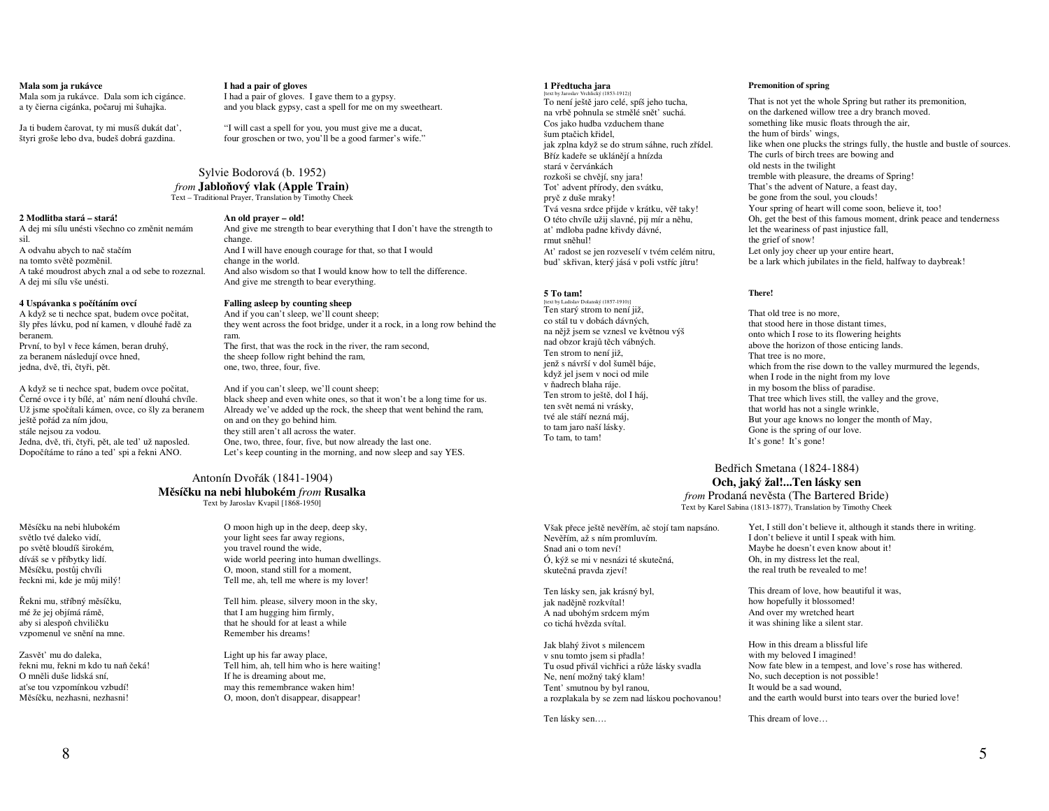**Mala som ja rukávce**
Mala som ja rukávce. Dala som ich cigánce.
a ty čierna cigánka, počaruj mi šuhajka.

Ja ti budem čarovat, ty mi musíš dukát dat',
štyri groše lebo dva, budeš dobrá gazdina.

**I had a pair of gloves**
I had a pair of gloves. I gave them to a gypsy.
and you black gypsy, cast a spell for me on my sweetheart.

"I will cast a spell for you, you must give me a ducat,
four groschen or two, you'll be a good farmer's wife."

## Sylvie Bodorová (b. 1952)
## *from* **Jabloňový vlak (Apple Train)**
Text – Traditional Prayer, Translation by Timothy Cheek

**2 Modlitba stará – stará!**
A dej mi sílu unésti všechno co změnit nemám sil.
A odvahu abych to nač stačím
na tomto světě pozměnil.
A také moudrost abych znal a od sebe to rozeznal.
A dej mi sílu vše unésti.

**An old prayer – old!**
And give me strength to bear everything that I don't have the strength to change.
And I will have enough courage for that, so that I would
change in the world.
And also wisdom so that I would know how to tell the difference.
And give me strength to bear everything.

**4 Uspávanka s počítáním ovcí**
A když se ti nechce spat, budem ovce počítat,
šly přes lávku, pod ní kamen, v dlouhé řadě za beranem.
První, to byl v řece kámen, beran druhý,
za beranem následují ovce hned,
jedna, dvě, tři, čtyři, pět.

A když se ti nechce spat, budem ovce počítat,
Černé ovce i ty bílé, at' nám není dlouhá chvíle.
Už jsme spočítali kámen, ovce, co šly za beranem
ještě pořád za ním jdou,
stále nejsou za vodou.
Jedna, dvě, tři, čtyři, pět, ale ted' už naposled.
Dopočítáme to ráno a ted' spi a řekni ANO.

**Falling asleep by counting sheep**
And if you can't sleep, we'll count sheep;
they went across the foot bridge, under it a rock, in a long row behind the ram.
The first, that was the rock in the river, the ram second,
the sheep follow right behind the ram,
one, two, three, four, five.

And if you can't sleep, we'll count sheep;
black sheep and even white ones, so that it won't be a long time for us.
Already we've added up the rock, the sheep that went behind the ram,
on and on they go behind him.
they still aren't all across the water.
One, two, three, four, five, but now already the last one.
Let's keep counting in the morning, and now sleep and say YES.

## Antonín Dvořák (1841-1904)
## **Měsíčku na nebi hlubokém** *from* **Rusalka**
Text by Jaroslav Kvapil [1868-1950]

Měsíčku na nebi hlubokém
světlo tvé daleko vidí,
po světě bloudíš širokém,
díváš se v příbytky lidí.
Měsíčku, postůj chvíli
řeckni mi, kde je můj milý!

Řekni mu, stříbný měsíčku,
mé že jej objímá rámě,
aby si alespoň chviličku
vzpomenul ve snění na mne.

Zasvět' mu do daleka,
řekni mu, řekni m kdo tu naň čeká!
O mněli duše lidská sní,
at'se tou vzpomínkou vzbudí!
Měsíčku, nezhasni, nezhasni!

O moon high up in the deep, deep sky,
your light sees far away regions,
you travel round the wide,
wide world peering into human dwellings.
O, moon, stand still for a moment,
Tell me, ah, tell me where is my lover!

Tell him. please, silvery moon in the sky,
that I am hugging him firmly,
that he should for at least a while
Remember his dreams!

Light up his far away place,
Tell him, ah, tell him who is here waiting!
If he is dreaming about me,
may this remembrance waken him!
O, moon, don't disappear, disappear!

**1 Předtucha jara**
[text by Jaroslav Vrchlický (1853-1912)]
To není ještě jaro celé, spíš jeho tucha,
na vrbě pohnula se stmělé snět' suchá.
Cos jako hudba vzduchem thane
šum ptačích křidel,
jak zplna když se do strum sáhne, ruch zřídel.
Bříz kadeře se uklánějí a hnízda
stará v červánkách
rozkoši se chvějí, sny jara!
Tot' advent přírody, den svátku,
pryč z duše mraky!
Tvá vesna srdce přijde v krátku, věř taky!
O této chvíle užij slavné, pij mír a něhu,
at' mdloba padne křivdy dávné,
rmut sněhul!
At' radost se jen rozveselí v tvém celém nitru,
bud' skřivan, který jásá v poli vstříc jítru!

**Premonition of spring**
That is not yet the whole Spring but rather its premonition,
on the darkened willow tree a dry branch moved.
something like music floats through the air,
the hum of birds' wings,
like when one plucks the strings fully, the hustle and bustle of sources.
The curls of birch trees are bowing and
old nests in the twilight
tremble with pleasure, the dreams of Spring!
That's the advent of Nature, a feast day,
be gone from the soul, you clouds!
Your spring of heart will come soon, believe it, too!
Oh, get the best of this famous moment, drink peace and tenderness
let the weariness of past injustice fall,
the grief of snow!
Let only joy cheer up your entire heart,
be a lark which jubilates in the field, halfway to daybreak!

**5 To tam!**
[text by Ladislav Dolanský (1857-1910)]
Ten starý strom to není již,
co stál tu v dobách dávných,
na nějž jsem se vznesl ve květnou výš
nad obzor krajů těch vábných.
Ten strom to není již,
jenž s návrší v dol šuměl báje,
když jel jsem v noci od mile
v ňadrech blaha ráje.
Ten strom to ještě, dol I háj,
ten svět nemá ni vrásky,
tvé ale stáří nezná máj,
to tam jaro naší lásky.
To tam, to tam!

**There!**
That old tree is no more,
that stood here in those distant times,
onto which I rose to its flowering heights
above the horizon of those enticing lands.
That tree is no more,
which from the rise down to the valley murmured the legends,
when I rode in the night from my love
in my bosom the bliss of paradise.
That tree which lives still, the valley and the grove,
that world has not a single wrinkle,
But your age knows no longer the month of May,
Gone is the spring of our love.
It's gone! It's gone!

## Bedřich Smetana (1824-1884)
## **Och, jaký žal!...Ten lásky sen**
*from* Prodaná nevěsta (The Bartered Bride)
Text by Karel Sabina (1813-1877), Translation by Timothy Cheek

Však přece ještě nevěřím, ač stojí tam napsáno.
Nevěřím, až s ním promluvím.
Snad ani o tom neví!
Ó, kýž se mi v nesnázi té skutečná,
skutečná pravda zjeví!

Ten lásky sen, jak krásný byl,
jak nadějně rozkvítal!
A nad ubohým srdcem mým
co tichá hvězda svítal.

Jak blahý život s milencem
v snu tomto jsem si předla!
Tu osud přivál vichřici a růže lásky svadla
Ne, není možný taký klam!
Tent' smutnou by byl ranou,
a rozplakala by se zem nad láskou pochovanou!

Ten lásky sen….

Yet, I still don't believe it, although it stands there in writing.
I don't believe it until I speak with him.
Maybe he doesn't even know about it!
Oh, in my distress let the real,
the real truth be revealed to me!

This dream of love, how beautiful it was,
how hopefully it blossomed!
And over my wretched heart
it was shining like a silent star.

How in this dream a blissful life
with my beloved I imagined!
Now fate blew in a tempest, and love's rose has withered.
No, such deception is not possible!
It would be a sad wound,
and the earth would burst into tears over the buried love!

This dream of love…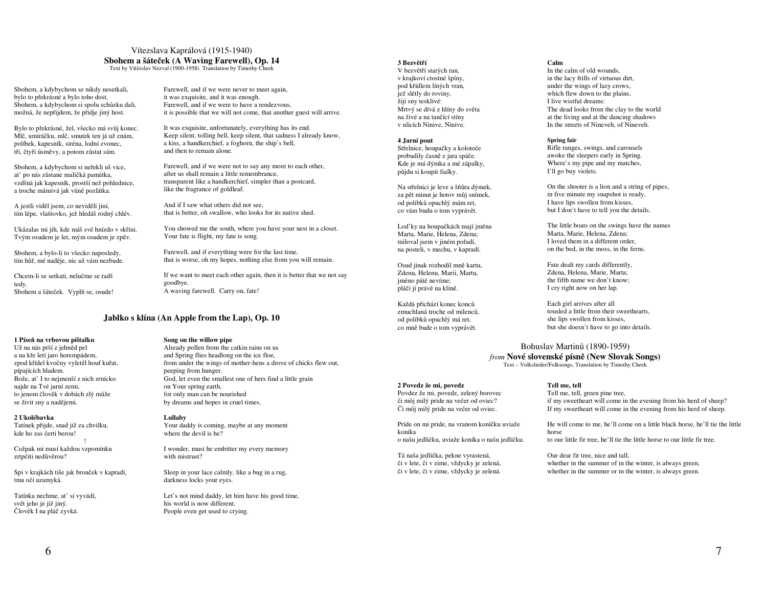Vítezslava Kaprálová (1915-1940)

## Sbohem a šáteček (A Waving Farewell), Op. 14

Text by Vítězslav Nezval (1900-1958) Translation by Timothy Cheek

Sbohem, a kdybychom se nikdy nesetkali,
bylo to překrásné a bylo toho dost.
Sbohem, a kdybychom si spolu schůzku dali,
možná, že nepřijdem, že přijde jiný host.

Farewell, and if we were never to meet again,
it was exquisite, and it was enough.
Farewell, and if we were to have a rendezvous,
it is possible that we will not come, that another guest will arrive.

Bylo to překrásné, žel, všecko má svůj konec.
Mlč, umíráčku, mlč, smutek ten já už znám,
polibek, kapesník, siréna, lodní zvonec,
tři, čtyři úsměvy, a potom zůstat sám.

It was exquisite, unfortunately, everything has its end.
Keep silent, tolling bell, keep silent, that sadness I already know,
a kiss, a handkerchief, a foghorn, the ship's bell,
and then to remain alone.

Sbohem, a kdybychom si neřekli uš vice,
ať po nás zůstane maličká památka,
vzdušná jak kapesník, prostší než pohlednice,
a troche mámivá jak vůně pozlátka.

Farewell, and if we were not to say any more to each other,
after us shall remain a little remembrance,
transparent like a handkerchief, simpler than a postcard,
like the fragrance of goldleaf.

A jestli viděl jsem, co neviděli jiní,
tím lépe, vlaštovko, jež hledáš rodný chlév.

And if I saw what others did not see,
that is better, oh swallow, who looks for its native shed.

Ukázalas mi jih, kde máš své hnízdo v skříni.
Tvým osudem je let, mým osudem je zpěv.

You showed me the south, where you have your nest in a closet.
Your fate is flight, my fate is song.

Sbohem, a bylo-li to všecko naposledy,
tím hůř, mé naděje, nic už vám nezbude.

Farewell, and if everything were for the last time,
that is worse, oh my hopes, nothing else from you will remain.

Chcem-li se setkati, nelučme se radš
tedy.
Sbohem a šáteček. Vyplň se, osude!

If we want to meet each other again, then it is better that we not say goodbye.
A waving farewell. Carry on, fate!

## Jablko s klína (An Apple from the Lap), Op. 10

**1 Píseň na vrbovou píštalku**
Už na nás prší z jehněd pel
a na kře letí jaro horempádem,
zpod křídel kvočny vyletěl houf kuřat,
pípajících hladem.
Bože, ať I to nejmenší z nich zrnícko
najde na Tvé jarní zemi,
to jenom člověk v dobách zlý může
se živit sny a nadějemi.

**Song on the willow pipe**
Already pollen from the catkin rains on us
and Spring flies headlong on the ice floe,
from under the wings of mother-hens a drove of chicks flew out,
peeping from hunger.
God, let even the smallest one of hers find a little grain
on Your spring earth,
for only man can be nourished
by dreams and hopes in cruel times.

**2 Ukolébavka**
Tatínek přijde, snad již za chvilku,
kde ho zas čerti berou!
!
Cožpak mi musí každou vzpomínku
zrtpčiti nedůvěrou?

**Lullaby**
Your daddy is coming, maybe at any moment
where the devil is he?

I wonder, must he embitter my every memory
with mistrust?

Spi v krajkách tiše jak brouček v kapradí,
tma oči uzamyká.

Sleep in your lace calmly, like a bug in a rug,
darkness locks your eyes.

Tatínka nechme, ať si vyvádí,
svět jeho je již jiný.
Člověk I na pláč zyvká.

Let's not mind daddy, let him have his good time,
his world is now different.
People even get used to crying.

**3 Bezvětří**
V bezvětří starých ran,
v krajkoví ctostné špíny,
pod křídlem líných vran,
jež slétly do roviny,
žiji sny tesklivé:
Mrtvý se dívá z hlíny do světa
na živé a na tančící stíny
v ulicích Ninive, Ninive.

**Calm**
In the calm of old wounds,
in the lacy frills of virtuous dirt,
under the wings of lazy crows,
which flew down to the plains,
I live wistful dreams:
The dead looks from the clay to the world
at the living and at the dancing shadows
In the streets of Nineveh, of Nineveh.

**4 Jarní pout**
Střelnice, houpačky a kolotoče
probudily časně z jara spáče.
Kde je má dýmka a mé zápalky,
půjdu si koupit fialky.

**Spring fair**
Rifle ranges, swings, and carousels
awoke the sleepers early in Spring.
Where's my pipe and my matches,
I'll go buy violets.

Na střelnici je leve a šňůra dýmek,
za pět minut je hotov můj snímek,
od polibků opuchlý mám ret,
co vám budu o tom vyprávět.

On the shooter is a lion and a string of pipes,
in five minute my snapshot is ready,
I have lips swollen from kisses,
but I don't have to tell you the details.

Lod'ky na houpačkách mají jména
Marta, Marie, Helena, Zdena;
miloval jsem v jiném pořadí,
na posteli, v mechu, v kapradí.

The little boats on the swings have the names
Marta, Marie, Helena, Zdena;
I loved them in a different order,
on the bed, in the moss, in the ferns.

Osud jinak rozhodil mně kartu,
Zdenu, Helenu, Marii, Martu,
jméno páté nevíme;
pláči jí právě na klíně.

Fate dealt my cards differently,
Zdena, Helena, Marie, Marta;
the fifth name we don't know;
I cry right now on her lap.

Každá přichází konec konců
zmuchlaná troche od milenců,
od polibků opuchlý má ret,
co mně bude o tom vyprávět.

Each girl arrives after all
tousled a little from their sweethearts,
she lips swollen from kisses,
but she doesn't have to go into details.

Bohuslav Martinů (1890-1959)

## *from* Nové slovenské písně (New Slovak Songs)

Text – Volkslieder/Folksongs, Translation by Timothy Cheek

**2 Povedz že mi, povedz**
Povedz že mi, povedz, zelený borovec
či môj milý príde na večer od oviec?
Či môj milý príde na večer od oviec.

**Tell me, tell**
Tell me, tell, green pine tree,
if my sweetheart will come in the evening from his herd of sheep?
If my sweetheart will come in the evening from his herd of sheep.

Príde on mi príde, na vranom koníčku uviaže
koníka
o našu jedličku, uviaže koníka o našu jedličku.

He will come to me, he'll come on a little black horse, he'll tie the little
horse
to our little fir tree, he'll tie the little horse to our little fir tree.

Tá naša jedlička, pekne vyrastená,
či v lete, či v zime, vždycky je zelená,
či v lete, či v zime, vždycky je zelená.

Our dear fir tree, nice and tall,
whether in the summer of in the winter, is always green,
whether in the summer or in the winter, is always green.